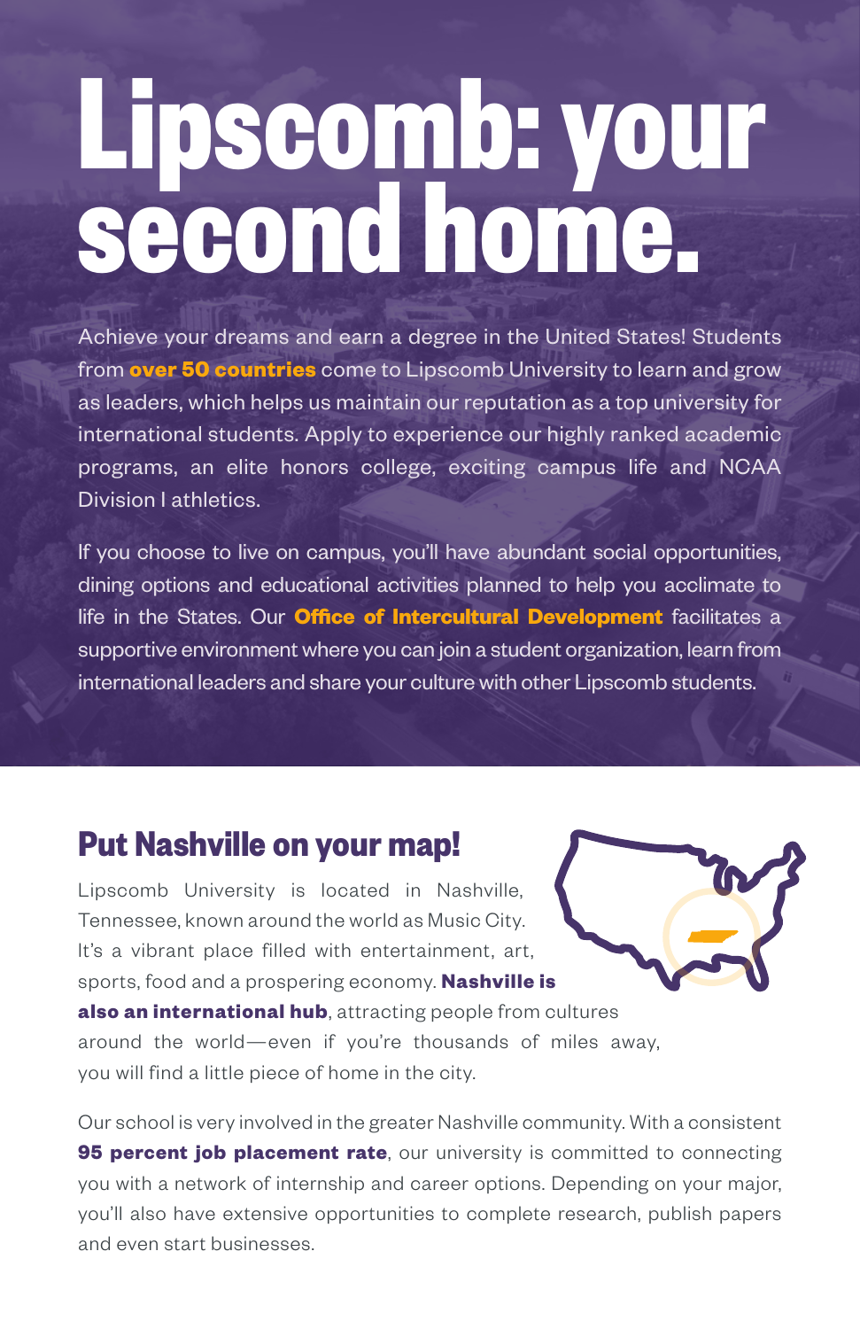# Lipscomb: your second home.

Achieve your dreams and earn a degree in the United States! Students from **over 50 countries** come to Lipscomb University to learn and grow as leaders, which helps us maintain our reputation as a top university for international students. Apply to experience our highly ranked academic programs, an elite honors college, exciting campus life and NCAA Division I athletics.

If you choose to live on campus, you'll have abundant social opportunities, dining options and educational activities planned to help you acclimate to life in the States. Our **Office of Intercultural Development** facilitates a supportive environment where you can join a student organization, learn from international leaders and share your culture with other Lipscomb students.

## Put Nashville on your map!

Lipscomb University is located in Nashville, Tennessee, known around the world as Music City. It's a vibrant place filled with entertainment, art, sports, food and a prospering economy. **Nashville is also an international hub**, attracting people from cultures around the world—even if you're thousands of miles away, you will find a little piece of home in the city.

Our school is very involved in the greater Nashville community. With a consistent **95 percent job placement rate**, our university is committed to connecting you with a network of internship and career options. Depending on your major, you'll also have extensive opportunities to complete research, publish papers and even start businesses.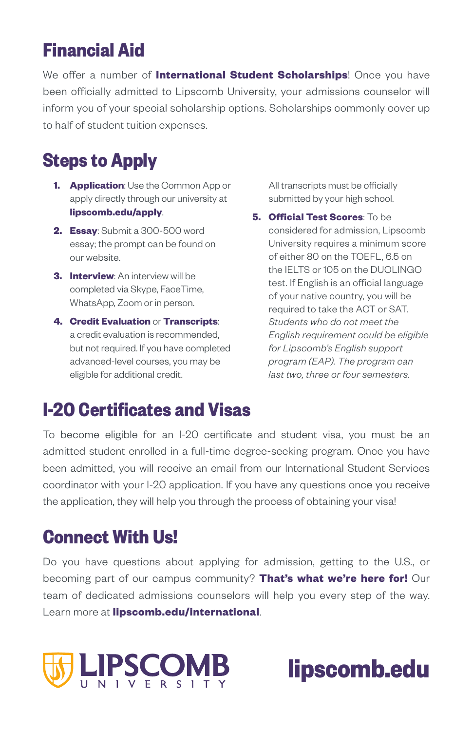## Financial Aid

We offer a number of **International Student Scholarships**! Once you have been officially admitted to Lipscomb University, your admissions counselor will inform you of your special scholarship options. Scholarships commonly cover up to half of student tuition expenses.

## Steps to Apply

1. **Application**: Use the Common App or apply directly through our university at **lipscomb.edu/apply**.
2. **Essay**: Submit a 300-500 word essay; the prompt can be found on our website.
3. **Interview**: An interview will be completed via Skype, FaceTime, WhatsApp, Zoom or in person.
4. **Credit Evaluation** or **Transcripts**: a credit evaluation is recommended, but not required. If you have completed advanced-level courses, you may be eligible for additional credit. All transcripts must be officially submitted by your high school.
5. **Official Test Scores**: To be considered for admission, Lipscomb University requires a minimum score of either 80 on the TOEFL, 6.5 on the IELTS or 105 on the DUOLINGO test. If English is an official language of your native country, you will be required to take the ACT or SAT. *Students who do not meet the English requirement could be eligible for Lipscomb's English support program (EAP). The program can last two, three or four semesters.*

## I-20 Certificates and Visas

To become eligible for an I-20 certificate and student visa, you must be an admitted student enrolled in a full-time degree-seeking program. Once you have been admitted, you will receive an email from our International Student Services coordinator with your I-20 application. If you have any questions once you receive the application, they will help you through the process of obtaining your visa!

## Connect With Us!

Do you have questions about applying for admission, getting to the U.S., or becoming part of our campus community? **That's what we're here for!** Our team of dedicated admissions counselors will help you every step of the way. Learn more at **lipscomb.edu/international**.

LIPSCOMB UNIVERSITY

**lipscomb.edu**